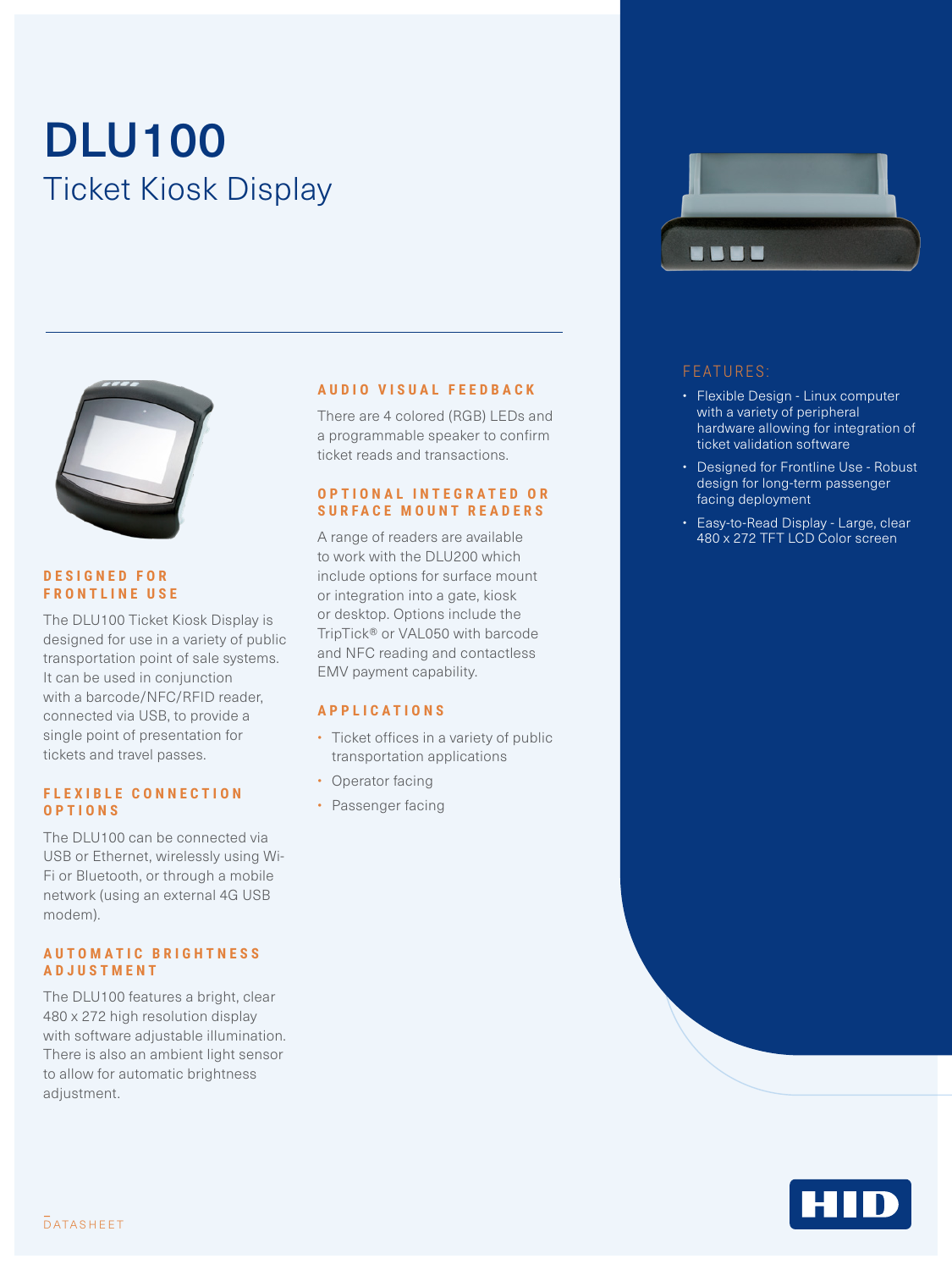# DLU100

## Ticket Kiosk Display

### DESIGNED FOR FRONTLINE USE

The DLU100 Ticket Kiosk Display is designed for use in a variety of public transportation point of sale systems. It can be used in conjunction with a barcode/NFC/RFID reader, connected via USB, to provide a single point of presentation for tickets and travel passes.

### FLEXIBLE CONNECTION OPTIONS

The DLU100 can be connected via USB or Ethernet, wirelessly using Wi-Fi or Bluetooth, or through a mobile network (using an external 4G USB modem).

### AUTOMATIC BRIGHTNESS ADJUSTMENT

The DLU100 features a bright, clear 480 x 272 high resolution display with software adjustable illumination. There is also an ambient light sensor to allow for automatic brightness adjustment.

### AUDIO VISUAL FEEDBACK

There are 4 colored (RGB) LEDs and a programmable speaker to confirm ticket reads and transactions.

### OPTIONAL INTEGRATED OR SURFACE MOUNT READERS

A range of readers are available to work with the DLU200 which include options for surface mount or integration into a gate, kiosk or desktop. Options include the TripTick® or VAL050 with barcode and NFC reading and contactless EMV payment capability.

### APPLICATIONS

- Ticket offices in a variety of public transportation applications
- Operator facing
- Passenger facing

### FEATURES:

- Flexible Design - Linux computer with a variety of peripheral hardware allowing for integration of ticket validation software
- Designed for Frontline Use - Robust design for long-term passenger facing deployment
- Easy-to-Read Display - Large, clear 480 x 272 TFT LCD Color screen

DATASHEET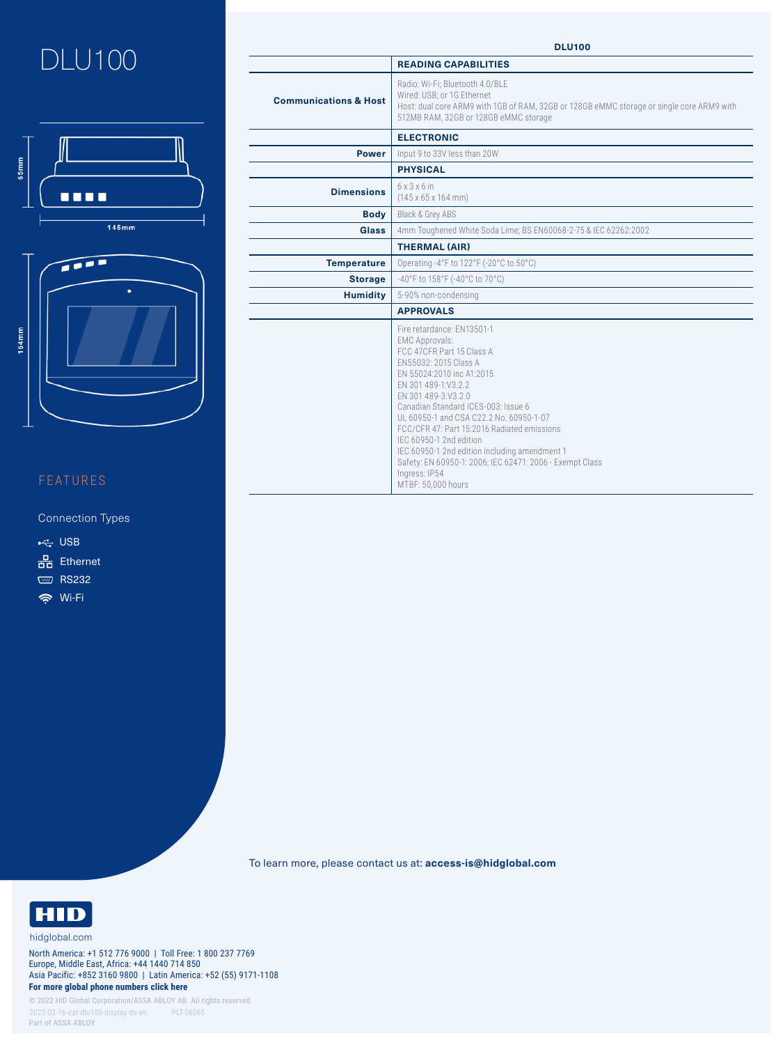# DLU100

65mm

145mm

164mm

## FEATURES

Connection Types

- USB
- Ethernet
- RS232
- Wi-Fi

| | DLU100 |
|---|---|
| | **READING CAPABILITIES** |
| **Communications & Host** | Radio: Wi-Fi; Bluetooth 4.0/BLE<br>Wired: USB; or 1G Ethernet<br>Host: dual core ARM9 with 1GB of RAM, 32GB or 128GB eMMC storage or single core ARM9 with 512MB RAM, 32GB or 128GB eMMC storage |
| | **ELECTRONIC** |
| **Power** | Input 9 to 33V less than 20W |
| | **PHYSICAL** |
| **Dimensions** | 6 x 3 x 6 in<br>(145 x 65 x 164 mm) |
| **Body** | Black & Grey ABS |
| **Glass** | 4mm Toughened White Soda Lime; BS EN60068-2-75 & IEC 62262:2002 |
| | **THERMAL (AIR)** |
| **Temperature** | Operating -4°F to 122°F (-20°C to 50°C) |
| **Storage** | -40°F to 158°F (-40°C to 70°C) |
| **Humidity** | 5-90% non-condensing |
| | **APPROVALS** |
| | Fire retardance: EN13501-1<br>EMC Approvals:<br>FCC 47CFR Part 15 Class A<br>EN55032: 2015 Class A<br>EN 55024:2010 inc A1:2015<br>EN 301 489-1:V3.2.2<br>EN 301 489-3:V3.2.0<br>Canadian Standard ICES-003: Issue 6<br>UL 60950-1 and CSA C22.2 No. 60950-1-07<br>FCC/CFR 47: Part 15:2016 Radiated emissions<br>IEC 60950-1 2nd edition<br>IEC 60950-1 2nd edition including amendment 1<br>Safety: EN 60950-1: 2006; IEC 62471: 2006 - Exempt Class<br>Ingress: IP54<br>MTBF: 50,000 hours |

To learn more, please contact us at: **access-is@hidglobal.com**

HID

hidglobal.com

North America: +1 512 776 9000 | Toll Free: 1 800 237 7769
Europe, Middle East, Africa: +44 1440 714 850
Asia Pacific: +852 3160 9800 | Latin America: +52 (55) 9171-1108
**For more global phone numbers click here**

© 2022 HID Global Corporation/ASSA ABLOY AB. All rights reserved.
2022-02-16-eat-dlu100-display-ds-en PLT-06265
Part of ASSA ABLOY